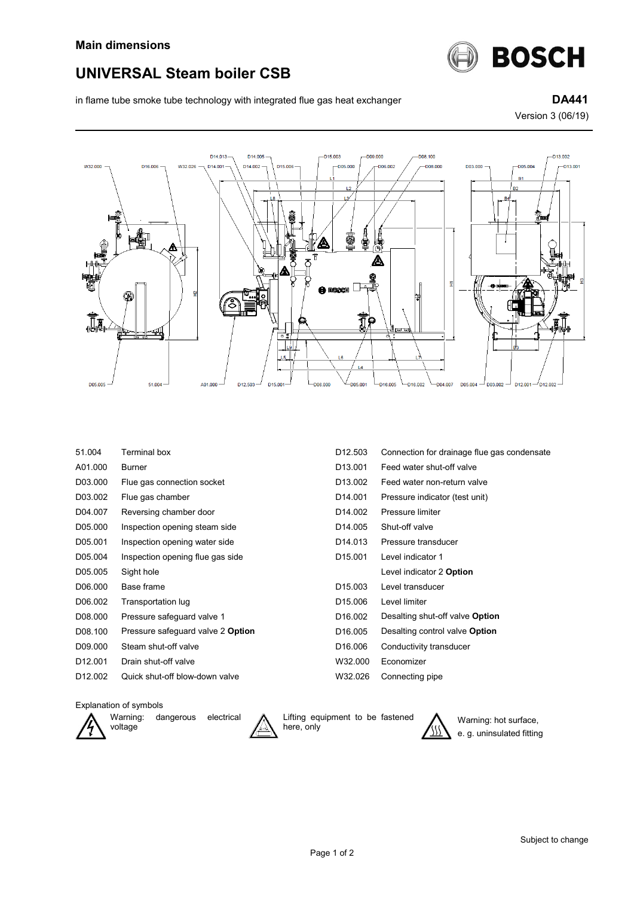## Main dimensions

# UNIVERSAL Steam boiler CSB

in flame tube smoke tube technology with integrated flue gas heat exchanger

**DA441**

Version 3 (06/19)

| | | | |
|---|---|---|---|
| 51.004 | Terminal box | D12.503 | Connection for drainage flue gas condensate |
| A01.000 | Burner | D13.001 | Feed water shut-off valve |
| D03.000 | Flue gas connection socket | D13.002 | Feed water non-return valve |
| D03.002 | Flue gas chamber | D14.001 | Pressure indicator (test unit) |
| D04.007 | Reversing chamber door | D14.002 | Pressure limiter |
| D05.000 | Inspection opening steam side | D14.005 | Shut-off valve |
| D05.001 | Inspection opening water side | D14.013 | Pressure transducer |
| D05.004 | Inspection opening flue gas side | D15.001 | Level indicator 1 |
| D05.005 | Sight hole | | Level indicator 2 **Option** |
| D06.000 | Base frame | D15.003 | Level transducer |
| D06.002 | Transportation lug | D15.006 | Level limiter |
| D08.000 | Pressure safeguard valve 1 | D16.002 | Desalting shut-off valve **Option** |
| D08.100 | Pressure safeguard valve 2 **Option** | D16.005 | Desalting control valve **Option** |
| D09.000 | Steam shut-off valve | D16.006 | Conductivity transducer |
| D12.001 | Drain shut-off valve | W32.000 | Economizer |
| D12.002 | Quick shut-off blow-down valve | W32.026 | Connecting pipe |

Explanation of symbols

- Warning: dangerous electrical voltage
- Lifting equipment to be fastened here, only
- Warning: hot surface, e. g. uninsulated fitting

Subject to change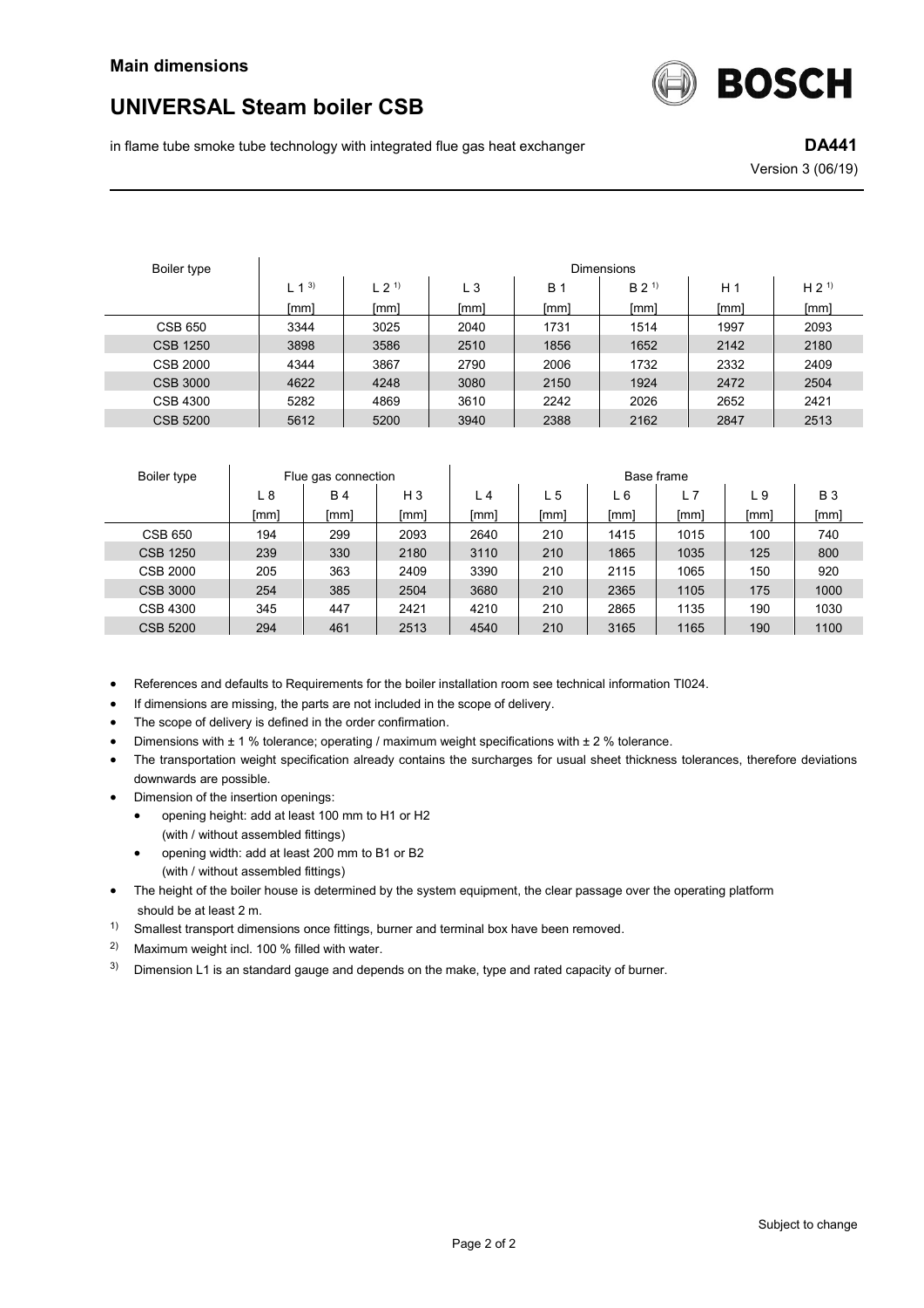**Main dimensions**

# UNIVERSAL Steam boiler CSB

in flame tube smoke tube technology with integrated flue gas heat exchanger

**DA441**

Version 3 (06/19)

| Boiler type | Dimensions | | | | | | |
|---|---|---|---|---|---|---|---|
| | L 1 [3) ] | L 2 [1)] | L 3 | B 1 | B 2 [1)] | H 1 | H 2 [1)] |
| | [mm] | [mm] | [mm] | [mm] | [mm] | [mm] | [mm] |
| CSB 650 | 3344 | 3025 | 2040 | 1731 | 1514 | 1997 | 2093 |
| CSB 1250 | 3898 | 3586 | 2510 | 1856 | 1652 | 2142 | 2180 |
| CSB 2000 | 4344 | 3867 | 2790 | 2006 | 1732 | 2332 | 2409 |
| CSB 3000 | 4622 | 4248 | 3080 | 2150 | 1924 | 2472 | 2504 |
| CSB 4300 | 5282 | 4869 | 3610 | 2242 | 2026 | 2652 | 2421 |
| CSB 5200 | 5612 | 5200 | 3940 | 2388 | 2162 | 2847 | 2513 |

| Boiler type | Flue gas connection | | | Base frame | | | | | |
|---|---|---|---|---|---|---|---|---|---|
| | L 8 | B 4 | H 3 | L 4 | L 5 | L 6 | L 7 | L 9 | B 3 |
| | [mm] | [mm] | [mm] | [mm] | [mm] | [mm] | [mm] | [mm] | [mm] |
| CSB 650 | 194 | 299 | 2093 | 2640 | 210 | 1415 | 1015 | 100 | 740 |
| CSB 1250 | 239 | 330 | 2180 | 3110 | 210 | 1865 | 1035 | 125 | 800 |
| CSB 2000 | 205 | 363 | 2409 | 3390 | 210 | 2115 | 1065 | 150 | 920 |
| CSB 3000 | 254 | 385 | 2504 | 3680 | 210 | 2365 | 1105 | 175 | 1000 |
| CSB 4300 | 345 | 447 | 2421 | 4210 | 210 | 2865 | 1135 | 190 | 1030 |
| CSB 5200 | 294 | 461 | 2513 | 4540 | 210 | 3165 | 1165 | 190 | 1100 |

- References and defaults to Requirements for the boiler installation room see technical information TI024.
- If dimensions are missing, the parts are not included in the scope of delivery.
- The scope of delivery is defined in the order confirmation.
- Dimensions with ± 1 % tolerance; operating / maximum weight specifications with ± 2 % tolerance.
- The transportation weight specification already contains the surcharges for usual sheet thickness tolerances, therefore deviations downwards are possible.
- Dimension of the insertion openings:
  - opening height: add at least 100 mm to H1 or H2 (with / without assembled fittings)
  - opening width: add at least 200 mm to B1 or B2 (with / without assembled fittings)
- The height of the boiler house is determined by the system equipment, the clear passage over the operating platform should be at least 2 m.

[1)] Smallest transport dimensions once fittings, burner and terminal box have been removed.

[2)] Maximum weight incl. 100 % filled with water.

[3)] Dimension L1 is an standard gauge and depends on the make, type and rated capacity of burner.

Subject to change